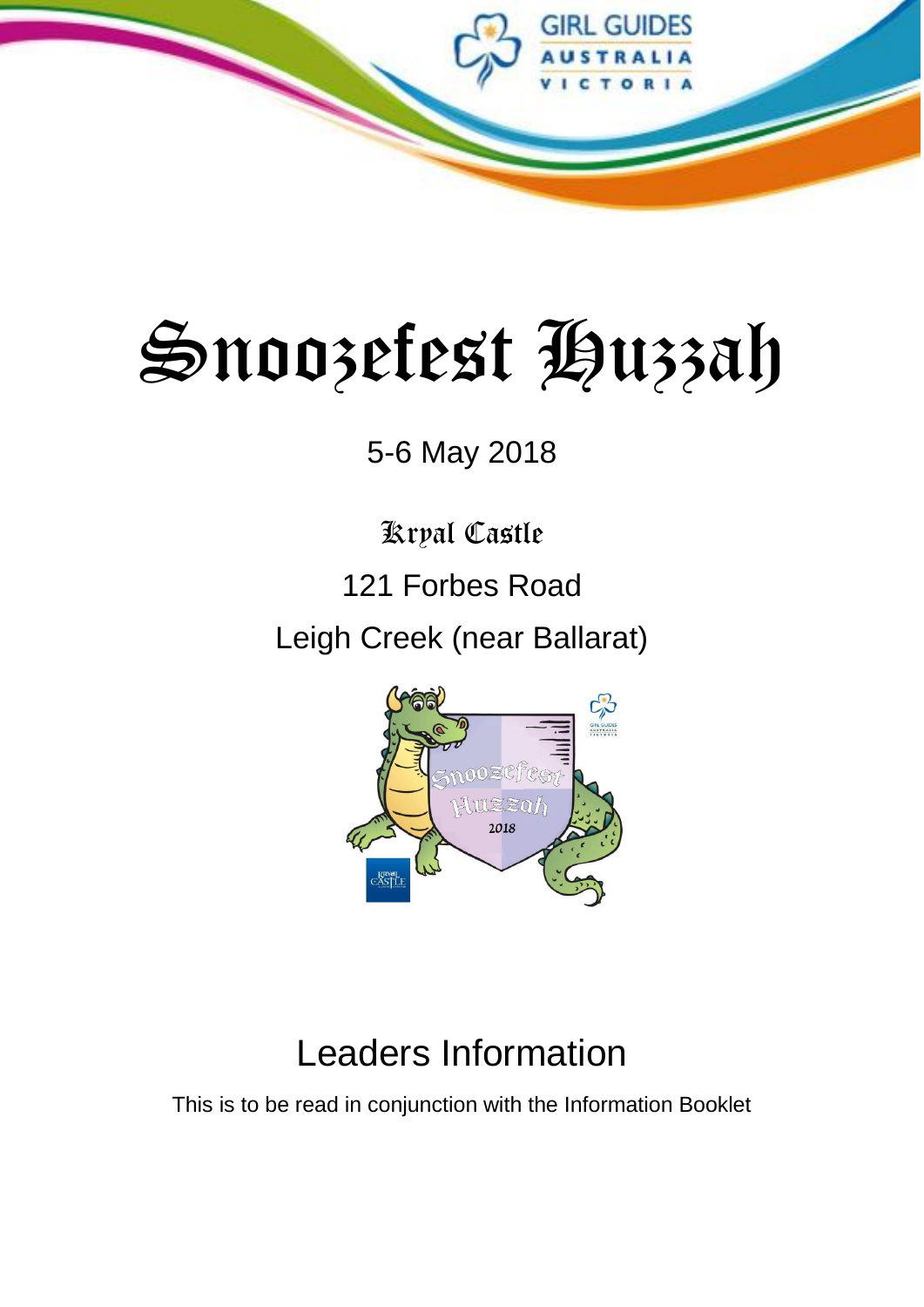# Snoozefest Huzzah

5-6 May 2018

Kryal Castle

121 Forbes Road

Leigh Creek (near Ballarat)

## Leaders Information

This is to be read in conjunction with the Information Booklet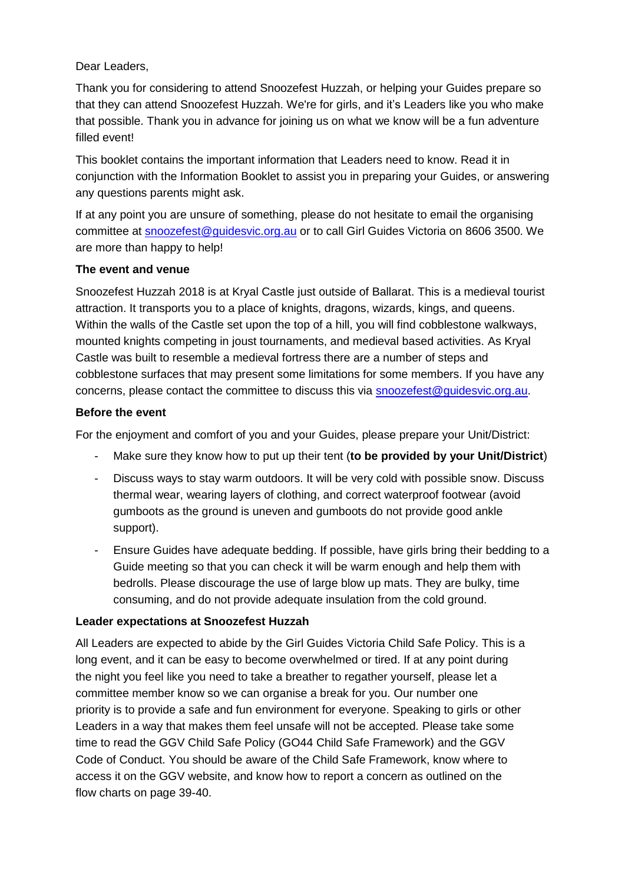Dear Leaders,

Thank you for considering to attend Snoozefest Huzzah, or helping your Guides prepare so that they can attend Snoozefest Huzzah. We're for girls, and it's Leaders like you who make that possible. Thank you in advance for joining us on what we know will be a fun adventure filled event!

This booklet contains the important information that Leaders need to know. Read it in conjunction with the Information Booklet to assist you in preparing your Guides, or answering any questions parents might ask.

If at any point you are unsure of something, please do not hesitate to email the organising committee at [snoozefest@guidesvic.org.au](mailto:snoozefest@guidesvic.org.au) or to call Girl Guides Victoria on 8606 3500. We are more than happy to help!

**The event and venue**

Snoozefest Huzzah 2018 is at Kryal Castle just outside of Ballarat. This is a medieval tourist attraction. It transports you to a place of knights, dragons, wizards, kings, and queens. Within the walls of the Castle set upon the top of a hill, you will find cobblestone walkways, mounted knights competing in joust tournaments, and medieval based activities. As Kryal Castle was built to resemble a medieval fortress there are a number of steps and cobblestone surfaces that may present some limitations for some members. If you have any concerns, please contact the committee to discuss this via [snoozefest@guidesvic.org.au](mailto:snoozefest@guidesvic.org.au).

**Before the event**

For the enjoyment and comfort of you and your Guides, please prepare your Unit/District:

- Make sure they know how to put up their tent (**to be provided by your Unit/District**)
- Discuss ways to stay warm outdoors. It will be very cold with possible snow. Discuss thermal wear, wearing layers of clothing, and correct waterproof footwear (avoid gumboots as the ground is uneven and gumboots do not provide good ankle support).
- Ensure Guides have adequate bedding. If possible, have girls bring their bedding to a Guide meeting so that you can check it will be warm enough and help them with bedrolls. Please discourage the use of large blow up mats. They are bulky, time consuming, and do not provide adequate insulation from the cold ground.

**Leader expectations at Snoozefest Huzzah**

All Leaders are expected to abide by the Girl Guides Victoria Child Safe Policy. This is a long event, and it can be easy to become overwhelmed or tired. If at any point during the night you feel like you need to take a breather to regather yourself, please let a committee member know so we can organise a break for you. Our number one priority is to provide a safe and fun environment for everyone. Speaking to girls or other Leaders in a way that makes them feel unsafe will not be accepted. Please take some time to read the GGV Child Safe Policy (GO44 Child Safe Framework) and the GGV Code of Conduct. You should be aware of the Child Safe Framework, know where to access it on the GGV website, and know how to report a concern as outlined on the flow charts on page 39-40.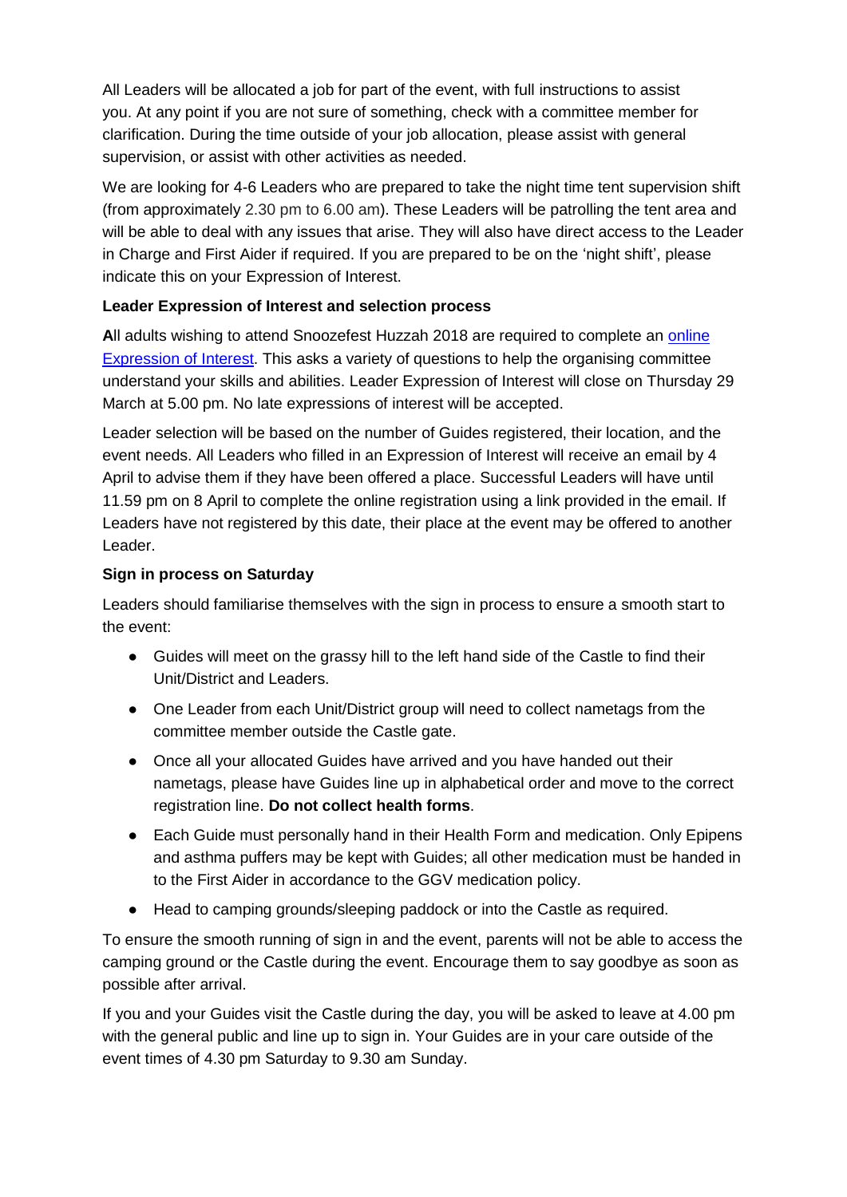All Leaders will be allocated a job for part of the event, with full instructions to assist you. At any point if you are not sure of something, check with a committee member for clarification. During the time outside of your job allocation, please assist with general supervision, or assist with other activities as needed.

We are looking for 4-6 Leaders who are prepared to take the night time tent supervision shift (from approximately 2.30 pm to 6.00 am). These Leaders will be patrolling the tent area and will be able to deal with any issues that arise. They will also have direct access to the Leader in Charge and First Aider if required. If you are prepared to be on the 'night shift', please indicate this on your Expression of Interest.

**Leader Expression of Interest and selection process**

**A**ll adults wishing to attend Snoozefest Huzzah 2018 are required to complete an online Expression of Interest. This asks a variety of questions to help the organising committee understand your skills and abilities. Leader Expression of Interest will close on Thursday 29 March at 5.00 pm. No late expressions of interest will be accepted.

Leader selection will be based on the number of Guides registered, their location, and the event needs. All Leaders who filled in an Expression of Interest will receive an email by 4 April to advise them if they have been offered a place. Successful Leaders will have until 11.59 pm on 8 April to complete the online registration using a link provided in the email. If Leaders have not registered by this date, their place at the event may be offered to another Leader.

**Sign in process on Saturday**

Leaders should familiarise themselves with the sign in process to ensure a smooth start to the event:

- Guides will meet on the grassy hill to the left hand side of the Castle to find their Unit/District and Leaders.
- One Leader from each Unit/District group will need to collect nametags from the committee member outside the Castle gate.
- Once all your allocated Guides have arrived and you have handed out their nametags, please have Guides line up in alphabetical order and move to the correct registration line. **Do not collect health forms**.
- Each Guide must personally hand in their Health Form and medication. Only Epipens and asthma puffers may be kept with Guides; all other medication must be handed in to the First Aider in accordance to the GGV medication policy.
- Head to camping grounds/sleeping paddock or into the Castle as required.

To ensure the smooth running of sign in and the event, parents will not be able to access the camping ground or the Castle during the event. Encourage them to say goodbye as soon as possible after arrival.

If you and your Guides visit the Castle during the day, you will be asked to leave at 4.00 pm with the general public and line up to sign in. Your Guides are in your care outside of the event times of 4.30 pm Saturday to 9.30 am Sunday.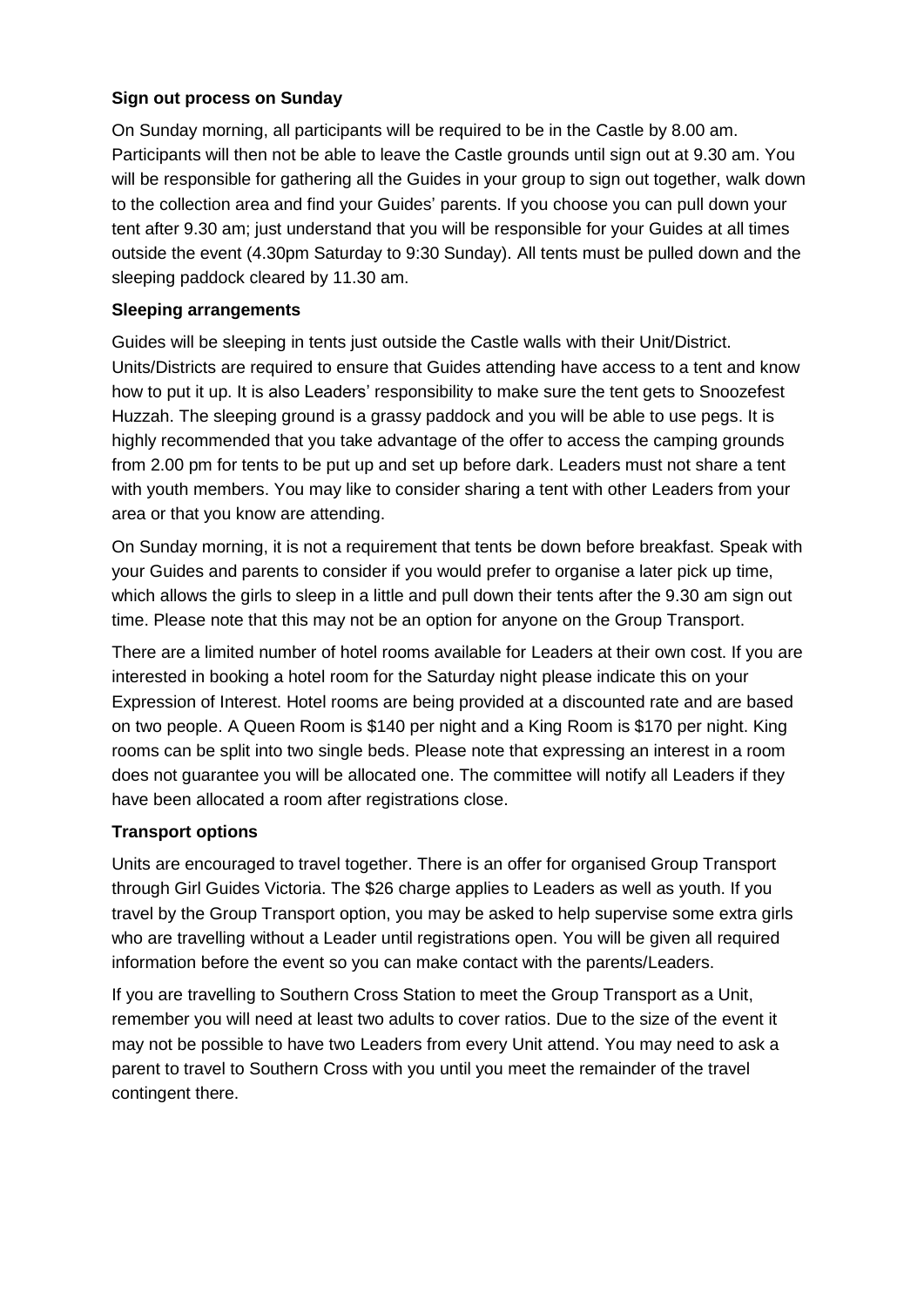**Sign out process on Sunday**

On Sunday morning, all participants will be required to be in the Castle by 8.00 am. Participants will then not be able to leave the Castle grounds until sign out at 9.30 am. You will be responsible for gathering all the Guides in your group to sign out together, walk down to the collection area and find your Guides' parents. If you choose you can pull down your tent after 9.30 am; just understand that you will be responsible for your Guides at all times outside the event (4.30pm Saturday to 9:30 Sunday). All tents must be pulled down and the sleeping paddock cleared by 11.30 am.

**Sleeping arrangements**

Guides will be sleeping in tents just outside the Castle walls with their Unit/District. Units/Districts are required to ensure that Guides attending have access to a tent and know how to put it up. It is also Leaders' responsibility to make sure the tent gets to Snoozefest Huzzah. The sleeping ground is a grassy paddock and you will be able to use pegs. It is highly recommended that you take advantage of the offer to access the camping grounds from 2.00 pm for tents to be put up and set up before dark. Leaders must not share a tent with youth members. You may like to consider sharing a tent with other Leaders from your area or that you know are attending.

On Sunday morning, it is not a requirement that tents be down before breakfast. Speak with your Guides and parents to consider if you would prefer to organise a later pick up time, which allows the girls to sleep in a little and pull down their tents after the 9.30 am sign out time. Please note that this may not be an option for anyone on the Group Transport.

There are a limited number of hotel rooms available for Leaders at their own cost. If you are interested in booking a hotel room for the Saturday night please indicate this on your Expression of Interest. Hotel rooms are being provided at a discounted rate and are based on two people. A Queen Room is $140 per night and a King Room is $170 per night. King rooms can be split into two single beds. Please note that expressing an interest in a room does not guarantee you will be allocated one. The committee will notify all Leaders if they have been allocated a room after registrations close.

**Transport options**

Units are encouraged to travel together. There is an offer for organised Group Transport through Girl Guides Victoria. The $26 charge applies to Leaders as well as youth. If you travel by the Group Transport option, you may be asked to help supervise some extra girls who are travelling without a Leader until registrations open. You will be given all required information before the event so you can make contact with the parents/Leaders.

If you are travelling to Southern Cross Station to meet the Group Transport as a Unit, remember you will need at least two adults to cover ratios. Due to the size of the event it may not be possible to have two Leaders from every Unit attend. You may need to ask a parent to travel to Southern Cross with you until you meet the remainder of the travel contingent there.